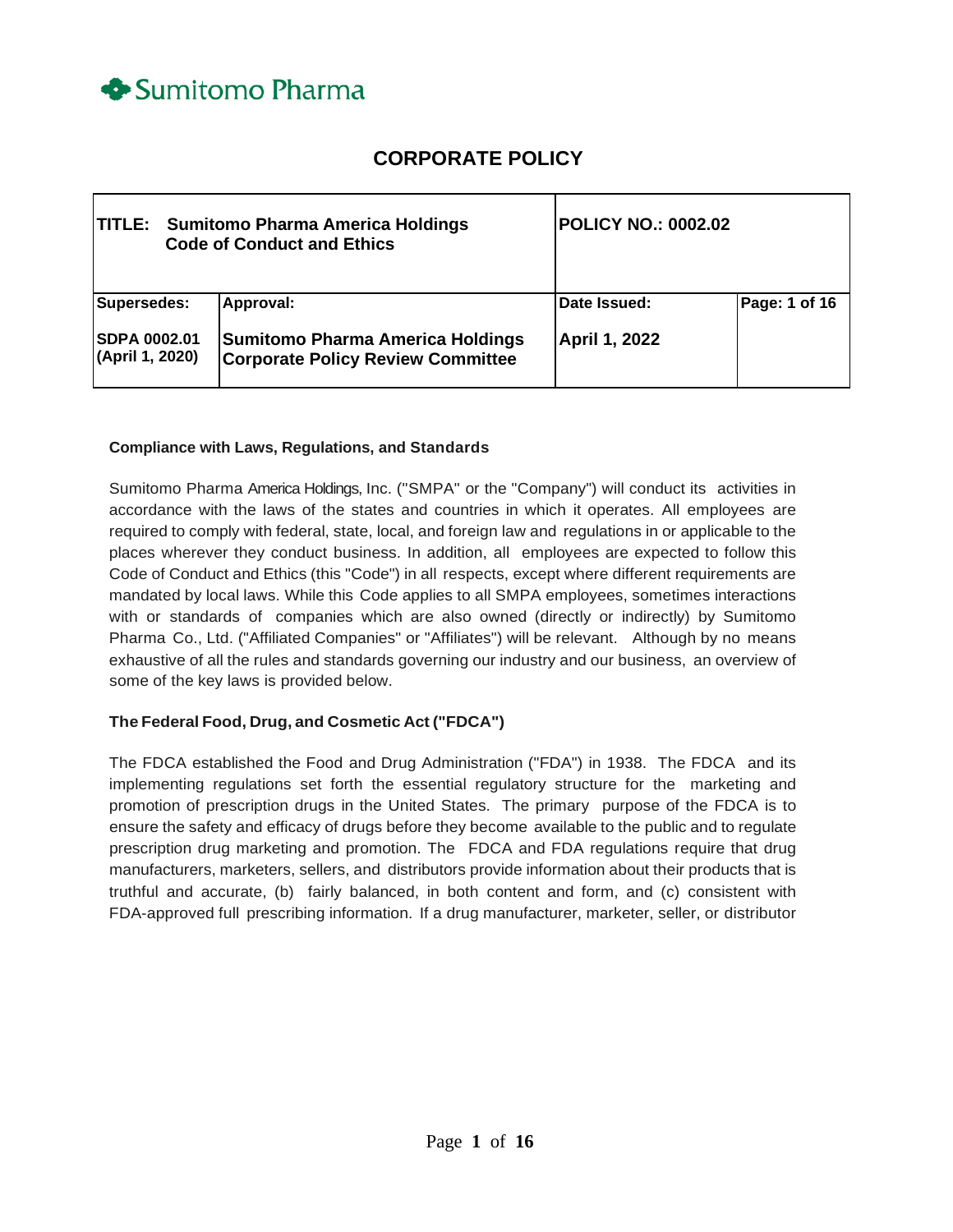Sumitomo Pharma

# CORPORATE POLICY

| TITLE: Sumitomo Pharma America Holdings Code of Conduct and Ethics | | POLICY NO.: 0002.02 | |
|---|---|---|---|
| Supersedes: | Approval: | Date Issued: | Page: 1 of 16 |
| SDPA 0002.01 (April 1, 2020) | Sumitomo Pharma America Holdings Corporate Policy Review Committee | April 1, 2022 | |

**Compliance with Laws, Regulations, and Standards**

Sumitomo Pharma America Holdings, Inc. ("SMPA" or the "Company") will conduct its activities in accordance with the laws of the states and countries in which it operates. All employees are required to comply with federal, state, local, and foreign law and regulations in or applicable to the places wherever they conduct business. In addition, all employees are expected to follow this Code of Conduct and Ethics (this "Code") in all respects, except where different requirements are mandated by local laws. While this Code applies to all SMPA employees, sometimes interactions with or standards of companies which are also owned (directly or indirectly) by Sumitomo Pharma Co., Ltd. ("Affiliated Companies" or "Affiliates") will be relevant. Although by no means exhaustive of all the rules and standards governing our industry and our business, an overview of some of the key laws is provided below.

**The Federal Food, Drug, and Cosmetic Act ("FDCA")**

The FDCA established the Food and Drug Administration ("FDA") in 1938. The FDCA and its implementing regulations set forth the essential regulatory structure for the marketing and promotion of prescription drugs in the United States. The primary purpose of the FDCA is to ensure the safety and efficacy of drugs before they become available to the public and to regulate prescription drug marketing and promotion. The FDCA and FDA regulations require that drug manufacturers, marketers, sellers, and distributors provide information about their products that is truthful and accurate, (b) fairly balanced, in both content and form, and (c) consistent with FDA-approved full prescribing information. If a drug manufacturer, marketer, seller, or distributor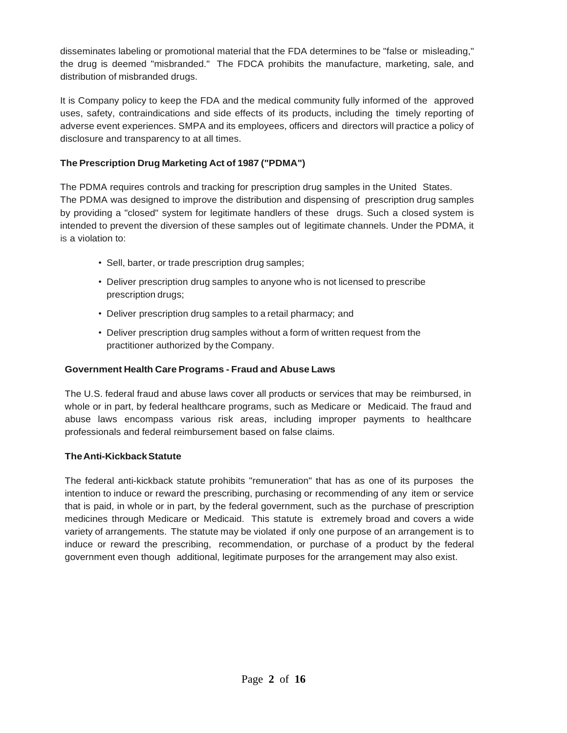disseminates labeling or promotional material that the FDA determines to be "false or misleading," the drug is deemed "misbranded." The FDCA prohibits the manufacture, marketing, sale, and distribution of misbranded drugs.

It is Company policy to keep the FDA and the medical community fully informed of the approved uses, safety, contraindications and side effects of its products, including the timely reporting of adverse event experiences. SMPA and its employees, officers and directors will practice a policy of disclosure and transparency to at all times.

**The Prescription Drug Marketing Act of 1987 ("PDMA")**

The PDMA requires controls and tracking for prescription drug samples in the United States. The PDMA was designed to improve the distribution and dispensing of prescription drug samples by providing a "closed" system for legitimate handlers of these drugs. Such a closed system is intended to prevent the diversion of these samples out of legitimate channels. Under the PDMA, it is a violation to:

- Sell, barter, or trade prescription drug samples;
- Deliver prescription drug samples to anyone who is not licensed to prescribe prescription drugs;
- Deliver prescription drug samples to a retail pharmacy; and
- Deliver prescription drug samples without a form of written request from the practitioner authorized by the Company.

**Government Health Care Programs - Fraud and Abuse Laws**

The U.S. federal fraud and abuse laws cover all products or services that may be reimbursed, in whole or in part, by federal healthcare programs, such as Medicare or Medicaid. The fraud and abuse laws encompass various risk areas, including improper payments to healthcare professionals and federal reimbursement based on false claims.

**The Anti-Kickback Statute**

The federal anti-kickback statute prohibits "remuneration" that has as one of its purposes the intention to induce or reward the prescribing, purchasing or recommending of any item or service that is paid, in whole or in part, by the federal government, such as the purchase of prescription medicines through Medicare or Medicaid. This statute is extremely broad and covers a wide variety of arrangements. The statute may be violated if only one purpose of an arrangement is to induce or reward the prescribing, recommendation, or purchase of a product by the federal government even though additional, legitimate purposes for the arrangement may also exist.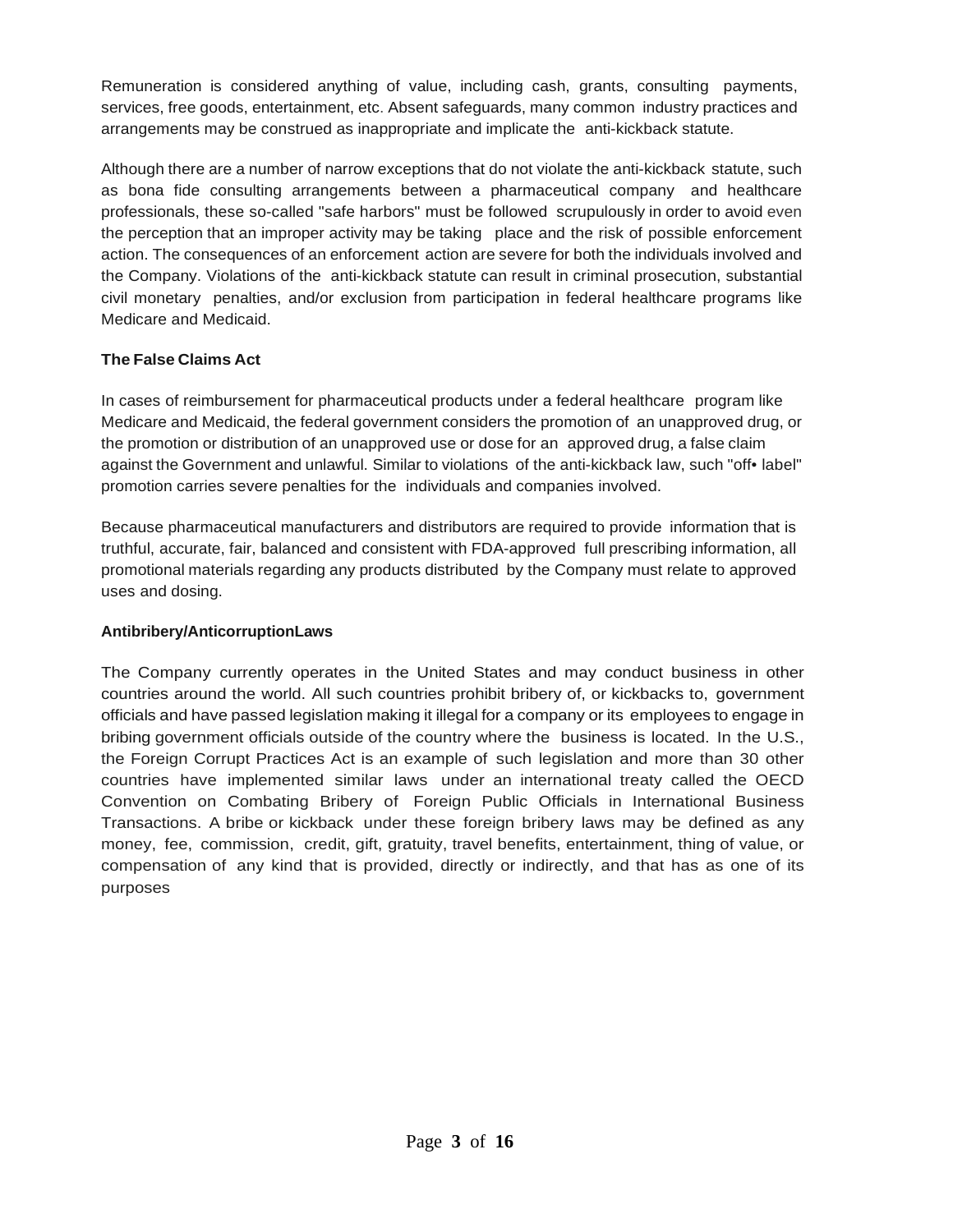Remuneration is considered anything of value, including cash, grants, consulting payments, services, free goods, entertainment, etc. Absent safeguards, many common industry practices and arrangements may be construed as inappropriate and implicate the anti-kickback statute.

Although there are a number of narrow exceptions that do not violate the anti-kickback statute, such as bona fide consulting arrangements between a pharmaceutical company and healthcare professionals, these so-called "safe harbors" must be followed scrupulously in order to avoid even the perception that an improper activity may be taking place and the risk of possible enforcement action. The consequences of an enforcement action are severe for both the individuals involved and the Company. Violations of the anti-kickback statute can result in criminal prosecution, substantial civil monetary penalties, and/or exclusion from participation in federal healthcare programs like Medicare and Medicaid.

**The False Claims Act**

In cases of reimbursement for pharmaceutical products under a federal healthcare program like Medicare and Medicaid, the federal government considers the promotion of an unapproved drug, or the promotion or distribution of an unapproved use or dose for an approved drug, a false claim against the Government and unlawful. Similar to violations of the anti-kickback law, such "off• label" promotion carries severe penalties for the individuals and companies involved.

Because pharmaceutical manufacturers and distributors are required to provide information that is truthful, accurate, fair, balanced and consistent with FDA-approved full prescribing information, all promotional materials regarding any products distributed by the Company must relate to approved uses and dosing.

**Antibribery/AnticorruptionLaws**

The Company currently operates in the United States and may conduct business in other countries around the world. All such countries prohibit bribery of, or kickbacks to, government officials and have passed legislation making it illegal for a company or its employees to engage in bribing government officials outside of the country where the business is located. In the U.S., the Foreign Corrupt Practices Act is an example of such legislation and more than 30 other countries have implemented similar laws under an international treaty called the OECD Convention on Combating Bribery of Foreign Public Officials in International Business Transactions. A bribe or kickback under these foreign bribery laws may be defined as any money, fee, commission, credit, gift, gratuity, travel benefits, entertainment, thing of value, or compensation of any kind that is provided, directly or indirectly, and that has as one of its purposes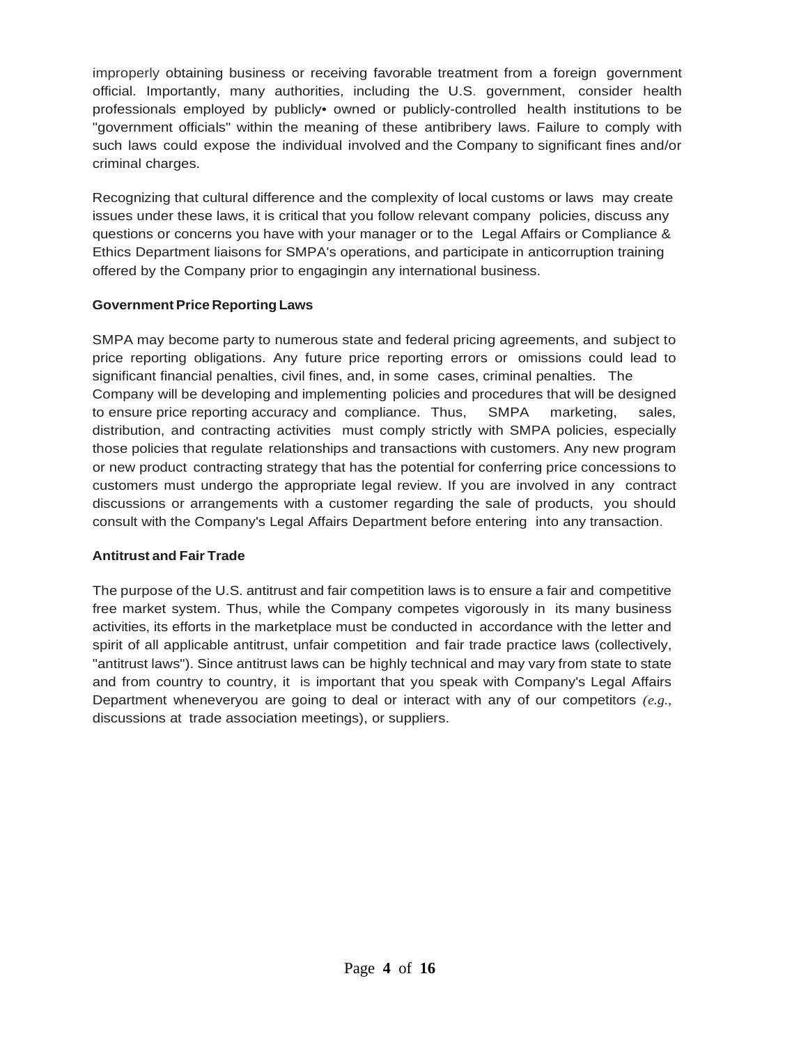improperly obtaining business or receiving favorable treatment from a foreign government official. Importantly, many authorities, including the U.S. government, consider health professionals employed by publicly• owned or publicly-controlled health institutions to be "government officials" within the meaning of these antibribery laws. Failure to comply with such laws could expose the individual involved and the Company to significant fines and/or criminal charges.

Recognizing that cultural difference and the complexity of local customs or laws may create issues under these laws, it is critical that you follow relevant company policies, discuss any questions or concerns you have with your manager or to the Legal Affairs or Compliance & Ethics Department liaisons for SMPA's operations, and participate in anticorruption training offered by the Company prior to engagingin any international business.

**Government Price Reporting Laws**

SMPA may become party to numerous state and federal pricing agreements, and subject to price reporting obligations. Any future price reporting errors or omissions could lead to significant financial penalties, civil fines, and, in some cases, criminal penalties. The Company will be developing and implementing policies and procedures that will be designed to ensure price reporting accuracy and compliance. Thus, SMPA marketing, sales, distribution, and contracting activities must comply strictly with SMPA policies, especially those policies that regulate relationships and transactions with customers. Any new program or new product contracting strategy that has the potential for conferring price concessions to customers must undergo the appropriate legal review. If you are involved in any contract discussions or arrangements with a customer regarding the sale of products, you should consult with the Company's Legal Affairs Department before entering into any transaction.

**Antitrust and Fair Trade**

The purpose of the U.S. antitrust and fair competition laws is to ensure a fair and competitive free market system. Thus, while the Company competes vigorously in its many business activities, its efforts in the marketplace must be conducted in accordance with the letter and spirit of all applicable antitrust, unfair competition and fair trade practice laws (collectively, "antitrust laws"). Since antitrust laws can be highly technical and may vary from state to state and from country to country, it is important that you speak with Company's Legal Affairs Department wheneveryou are going to deal or interact with any of our competitors *(e.g.,* discussions at trade association meetings), or suppliers.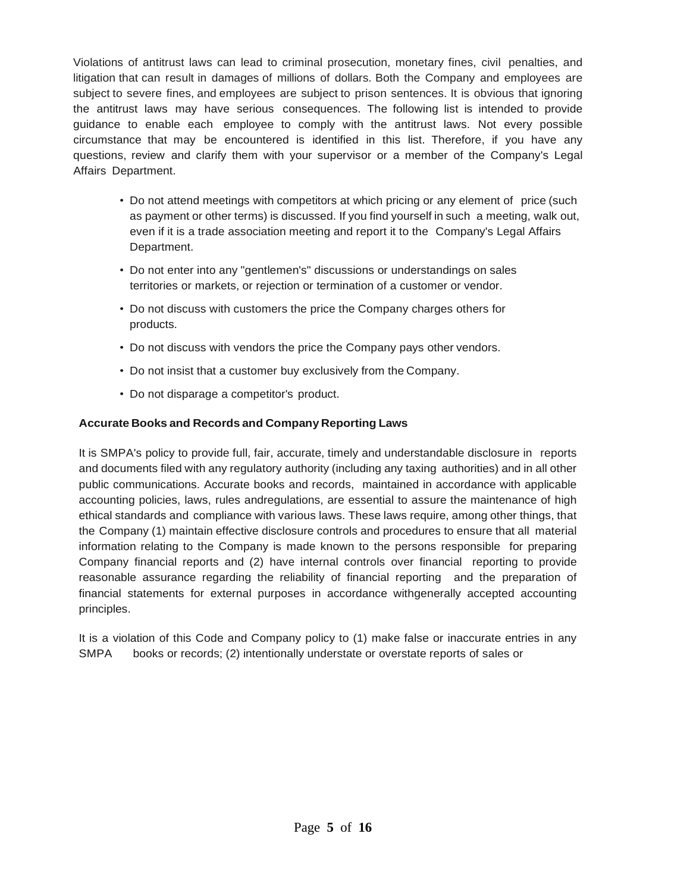Violations of antitrust laws can lead to criminal prosecution, monetary fines, civil penalties, and litigation that can result in damages of millions of dollars. Both the Company and employees are subject to severe fines, and employees are subject to prison sentences. It is obvious that ignoring the antitrust laws may have serious consequences. The following list is intended to provide guidance to enable each employee to comply with the antitrust laws. Not every possible circumstance that may be encountered is identified in this list. Therefore, if you have any questions, review and clarify them with your supervisor or a member of the Company's Legal Affairs Department.

- Do not attend meetings with competitors at which pricing or any element of price (such as payment or other terms) is discussed. If you find yourself in such a meeting, walk out, even if it is a trade association meeting and report it to the Company's Legal Affairs Department.
- Do not enter into any "gentlemen's" discussions or understandings on sales territories or markets, or rejection or termination of a customer or vendor.
- Do not discuss with customers the price the Company charges others for products.
- Do not discuss with vendors the price the Company pays other vendors.
- Do not insist that a customer buy exclusively from the Company.
- Do not disparage a competitor's product.

**Accurate Books and Records and Company Reporting Laws**

It is SMPA's policy to provide full, fair, accurate, timely and understandable disclosure in reports and documents filed with any regulatory authority (including any taxing authorities) and in all other public communications. Accurate books and records, maintained in accordance with applicable accounting policies, laws, rules andregulations, are essential to assure the maintenance of high ethical standards and compliance with various laws. These laws require, among other things, that the Company (1) maintain effective disclosure controls and procedures to ensure that all material information relating to the Company is made known to the persons responsible for preparing Company financial reports and (2) have internal controls over financial reporting to provide reasonable assurance regarding the reliability of financial reporting and the preparation of financial statements for external purposes in accordance withgenerally accepted accounting principles.

It is a violation of this Code and Company policy to (1) make false or inaccurate entries in any SMPA books or records; (2) intentionally understate or overstate reports of sales or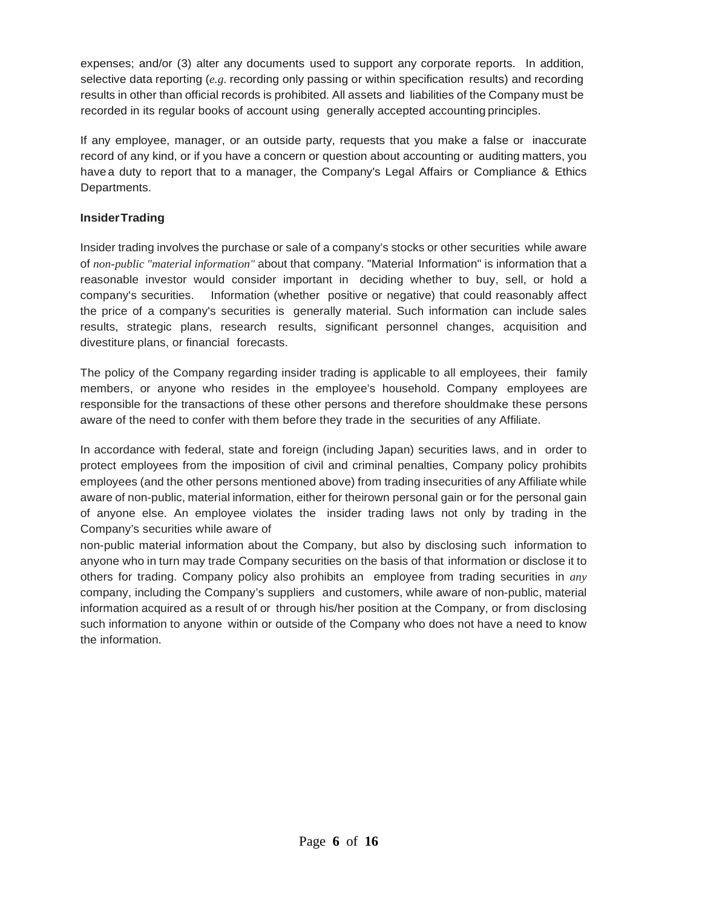expenses; and/or (3) alter any documents used to support any corporate reports. In addition, selective data reporting (*e.g*. recording only passing or within specification results) and recording results in other than official records is prohibited. All assets and liabilities of the Company must be recorded in its regular books of account using generally accepted accounting principles.

If any employee, manager, or an outside party, requests that you make a false or inaccurate record of any kind, or if you have a concern or question about accounting or auditing matters, you have a duty to report that to a manager, the Company's Legal Affairs or Compliance & Ethics Departments.

**Insider Trading**

Insider trading involves the purchase or sale of a company's stocks or other securities while aware of *non-public "material information"* about that company. "Material Information" is information that a reasonable investor would consider important in deciding whether to buy, sell, or hold a company's securities. Information (whether positive or negative) that could reasonably affect the price of a company's securities is generally material. Such information can include sales results, strategic plans, research results, significant personnel changes, acquisition and divestiture plans, or financial forecasts.

The policy of the Company regarding insider trading is applicable to all employees, their family members, or anyone who resides in the employee's household. Company employees are responsible for the transactions of these other persons and therefore shouldmake these persons aware of the need to confer with them before they trade in the securities of any Affiliate.

In accordance with federal, state and foreign (including Japan) securities laws, and in order to protect employees from the imposition of civil and criminal penalties, Company policy prohibits employees (and the other persons mentioned above) from trading insecurities of any Affiliate while aware of non-public, material information, either for theirown personal gain or for the personal gain of anyone else. An employee violates the insider trading laws not only by trading in the Company's securities while aware of non-public material information about the Company, but also by disclosing such information to anyone who in turn may trade Company securities on the basis of that information or disclose it to others for trading. Company policy also prohibits an employee from trading securities in *any* company, including the Company's suppliers and customers, while aware of non-public, material information acquired as a result of or through his/her position at the Company, or from disclosing such information to anyone within or outside of the Company who does not have a need to know the information.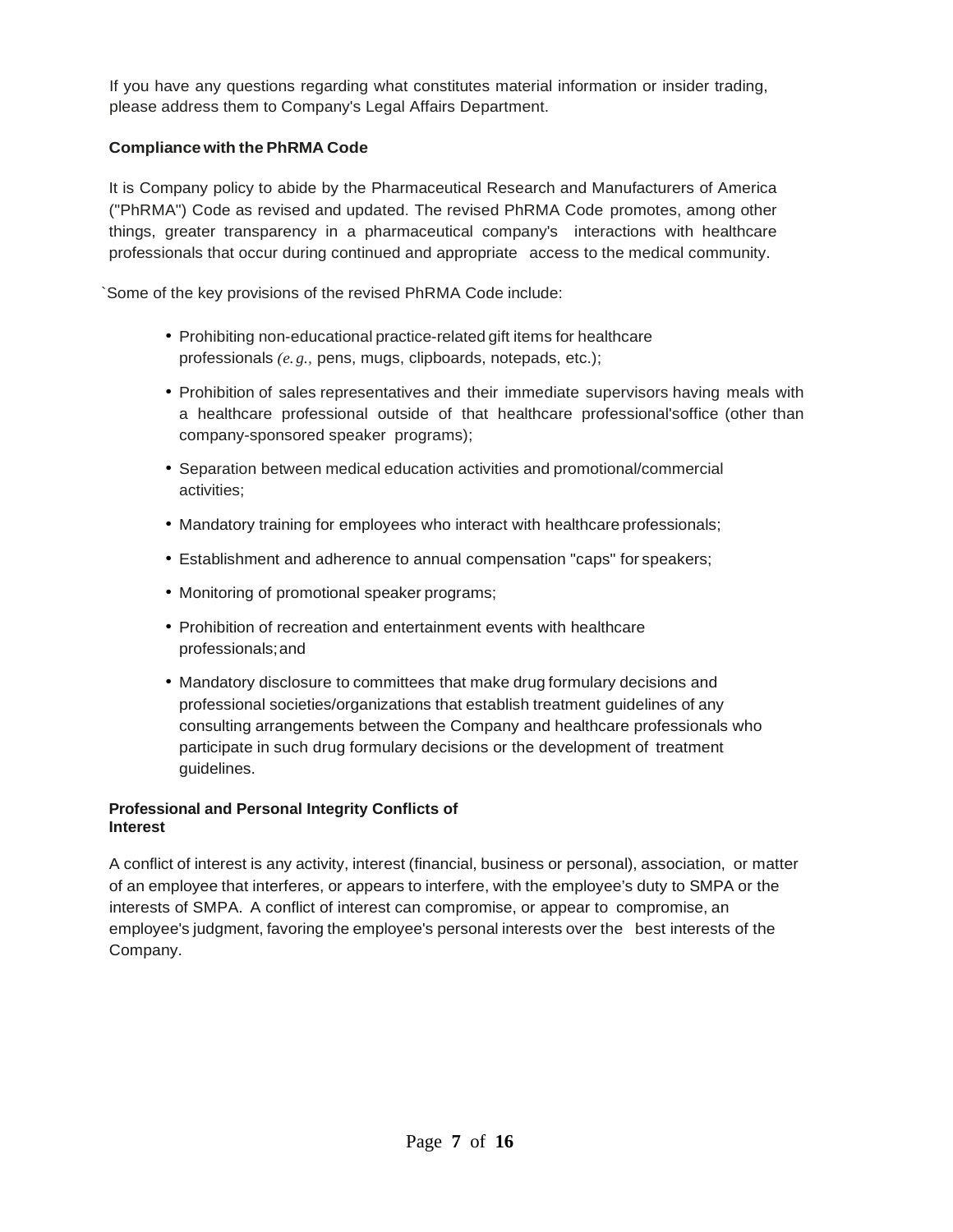If you have any questions regarding what constitutes material information or insider trading, please address them to Company's Legal Affairs Department.

**Compliance with the PhRMA Code**

It is Company policy to abide by the Pharmaceutical Research and Manufacturers of America ("PhRMA") Code as revised and updated. The revised PhRMA Code promotes, among other things, greater transparency in a pharmaceutical company's interactions with healthcare professionals that occur during continued and appropriate access to the medical community.

`Some of the key provisions of the revised PhRMA Code include:

- Prohibiting non-educational practice-related gift items for healthcare professionals *(e.g.,* pens, mugs, clipboards, notepads, etc.);
- Prohibition of sales representatives and their immediate supervisors having meals with a healthcare professional outside of that healthcare professional'soffice (other than company-sponsored speaker programs);
- Separation between medical education activities and promotional/commercial activities;
- Mandatory training for employees who interact with healthcare professionals;
- Establishment and adherence to annual compensation "caps" for speakers;
- Monitoring of promotional speaker programs;
- Prohibition of recreation and entertainment events with healthcare professionals; and
- Mandatory disclosure to committees that make drug formulary decisions and professional societies/organizations that establish treatment guidelines of any consulting arrangements between the Company and healthcare professionals who participate in such drug formulary decisions or the development of treatment guidelines.

**Professional and Personal Integrity Conflicts of Interest**

A conflict of interest is any activity, interest (financial, business or personal), association, or matter of an employee that interferes, or appears to interfere, with the employee's duty to SMPA or the interests of SMPA. A conflict of interest can compromise, or appear to compromise, an employee's judgment, favoring the employee's personal interests over the best interests of the Company.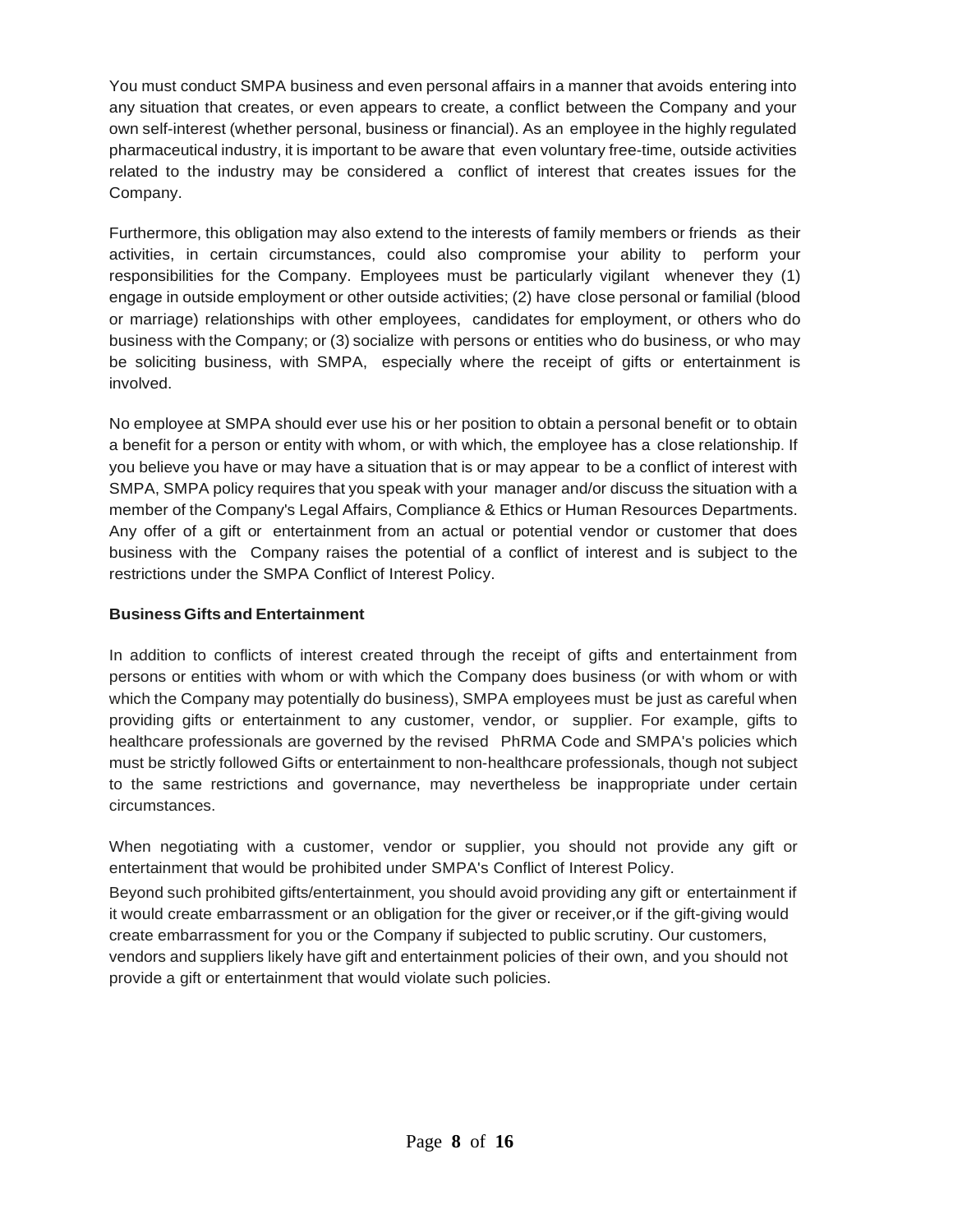You must conduct SMPA business and even personal affairs in a manner that avoids entering into any situation that creates, or even appears to create, a conflict between the Company and your own self-interest (whether personal, business or financial). As an employee in the highly regulated pharmaceutical industry, it is important to be aware that even voluntary free-time, outside activities related to the industry may be considered a conflict of interest that creates issues for the Company.

Furthermore, this obligation may also extend to the interests of family members or friends as their activities, in certain circumstances, could also compromise your ability to perform your responsibilities for the Company. Employees must be particularly vigilant whenever they (1) engage in outside employment or other outside activities; (2) have close personal or familial (blood or marriage) relationships with other employees, candidates for employment, or others who do business with the Company; or (3) socialize with persons or entities who do business, or who may be soliciting business, with SMPA, especially where the receipt of gifts or entertainment is involved.

No employee at SMPA should ever use his or her position to obtain a personal benefit or to obtain a benefit for a person or entity with whom, or with which, the employee has a close relationship. If you believe you have or may have a situation that is or may appear to be a conflict of interest with SMPA, SMPA policy requires that you speak with your manager and/or discuss the situation with a member of the Company's Legal Affairs, Compliance & Ethics or Human Resources Departments. Any offer of a gift or entertainment from an actual or potential vendor or customer that does business with the Company raises the potential of a conflict of interest and is subject to the restrictions under the SMPA Conflict of Interest Policy.

**Business Gifts and Entertainment**

In addition to conflicts of interest created through the receipt of gifts and entertainment from persons or entities with whom or with which the Company does business (or with whom or with which the Company may potentially do business), SMPA employees must be just as careful when providing gifts or entertainment to any customer, vendor, or supplier. For example, gifts to healthcare professionals are governed by the revised PhRMA Code and SMPA's policies which must be strictly followed Gifts or entertainment to non-healthcare professionals, though not subject to the same restrictions and governance, may nevertheless be inappropriate under certain circumstances.

When negotiating with a customer, vendor or supplier, you should not provide any gift or entertainment that would be prohibited under SMPA's Conflict of Interest Policy.

Beyond such prohibited gifts/entertainment, you should avoid providing any gift or entertainment if it would create embarrassment or an obligation for the giver or receiver,or if the gift-giving would create embarrassment for you or the Company if subjected to public scrutiny. Our customers, vendors and suppliers likely have gift and entertainment policies of their own, and you should not provide a gift or entertainment that would violate such policies.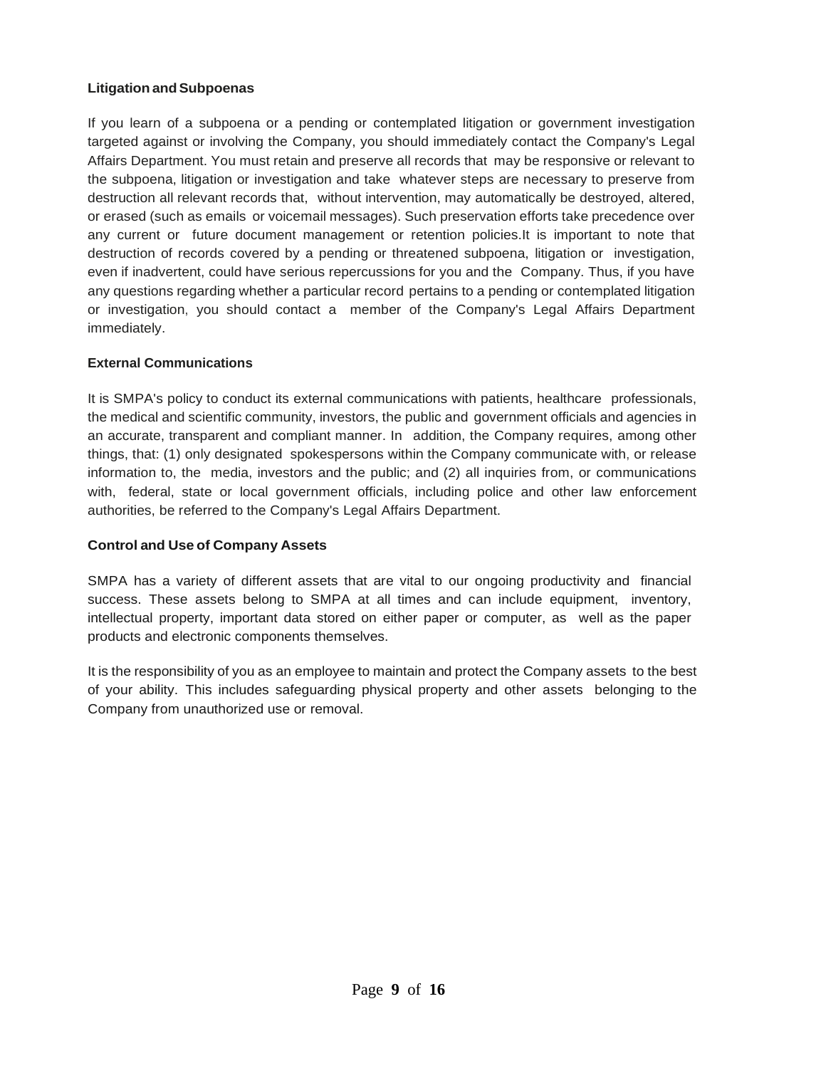**Litigation and Subpoenas**

If you learn of a subpoena or a pending or contemplated litigation or government investigation targeted against or involving the Company, you should immediately contact the Company's Legal Affairs Department. You must retain and preserve all records that may be responsive or relevant to the subpoena, litigation or investigation and take whatever steps are necessary to preserve from destruction all relevant records that, without intervention, may automatically be destroyed, altered, or erased (such as emails or voicemail messages). Such preservation efforts take precedence over any current or future document management or retention policies.It is important to note that destruction of records covered by a pending or threatened subpoena, litigation or investigation, even if inadvertent, could have serious repercussions for you and the Company. Thus, if you have any questions regarding whether a particular record pertains to a pending or contemplated litigation or investigation, you should contact a member of the Company's Legal Affairs Department immediately.

**External Communications**

It is SMPA's policy to conduct its external communications with patients, healthcare professionals, the medical and scientific community, investors, the public and government officials and agencies in an accurate, transparent and compliant manner. In addition, the Company requires, among other things, that: (1) only designated spokespersons within the Company communicate with, or release information to, the media, investors and the public; and (2) all inquiries from, or communications with, federal, state or local government officials, including police and other law enforcement authorities, be referred to the Company's Legal Affairs Department.

**Control and Use of Company Assets**

SMPA has a variety of different assets that are vital to our ongoing productivity and financial success. These assets belong to SMPA at all times and can include equipment, inventory, intellectual property, important data stored on either paper or computer, as well as the paper products and electronic components themselves.

It is the responsibility of you as an employee to maintain and protect the Company assets to the best of your ability. This includes safeguarding physical property and other assets belonging to the Company from unauthorized use or removal.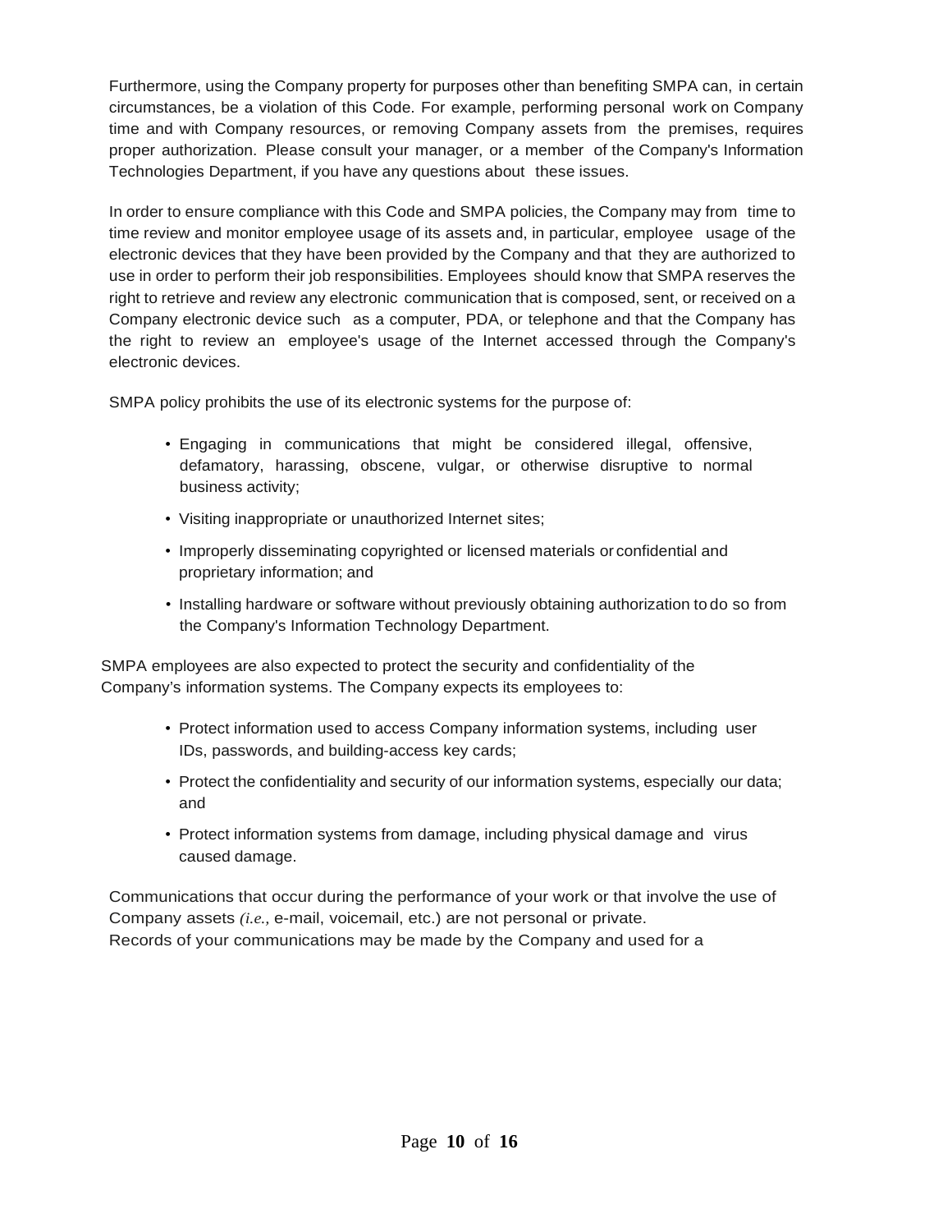Furthermore, using the Company property for purposes other than benefiting SMPA can, in certain circumstances, be a violation of this Code. For example, performing personal work on Company time and with Company resources, or removing Company assets from the premises, requires proper authorization. Please consult your manager, or a member of the Company's Information Technologies Department, if you have any questions about these issues.

In order to ensure compliance with this Code and SMPA policies, the Company may from time to time review and monitor employee usage of its assets and, in particular, employee usage of the electronic devices that they have been provided by the Company and that they are authorized to use in order to perform their job responsibilities. Employees should know that SMPA reserves the right to retrieve and review any electronic communication that is composed, sent, or received on a Company electronic device such as a computer, PDA, or telephone and that the Company has the right to review an employee's usage of the Internet accessed through the Company's electronic devices.

SMPA policy prohibits the use of its electronic systems for the purpose of:

- Engaging in communications that might be considered illegal, offensive, defamatory, harassing, obscene, vulgar, or otherwise disruptive to normal business activity;
- Visiting inappropriate or unauthorized Internet sites;
- Improperly disseminating copyrighted or licensed materials or confidential and proprietary information; and
- Installing hardware or software without previously obtaining authorization to do so from the Company's Information Technology Department.

SMPA employees are also expected to protect the security and confidentiality of the Company's information systems. The Company expects its employees to:

- Protect information used to access Company information systems, including user IDs, passwords, and building-access key cards;
- Protect the confidentiality and security of our information systems, especially our data; and
- Protect information systems from damage, including physical damage and virus caused damage.

Communications that occur during the performance of your work or that involve the use of Company assets *(i.e.*, e-mail, voicemail, etc.) are not personal or private.
Records of your communications may be made by the Company and used for a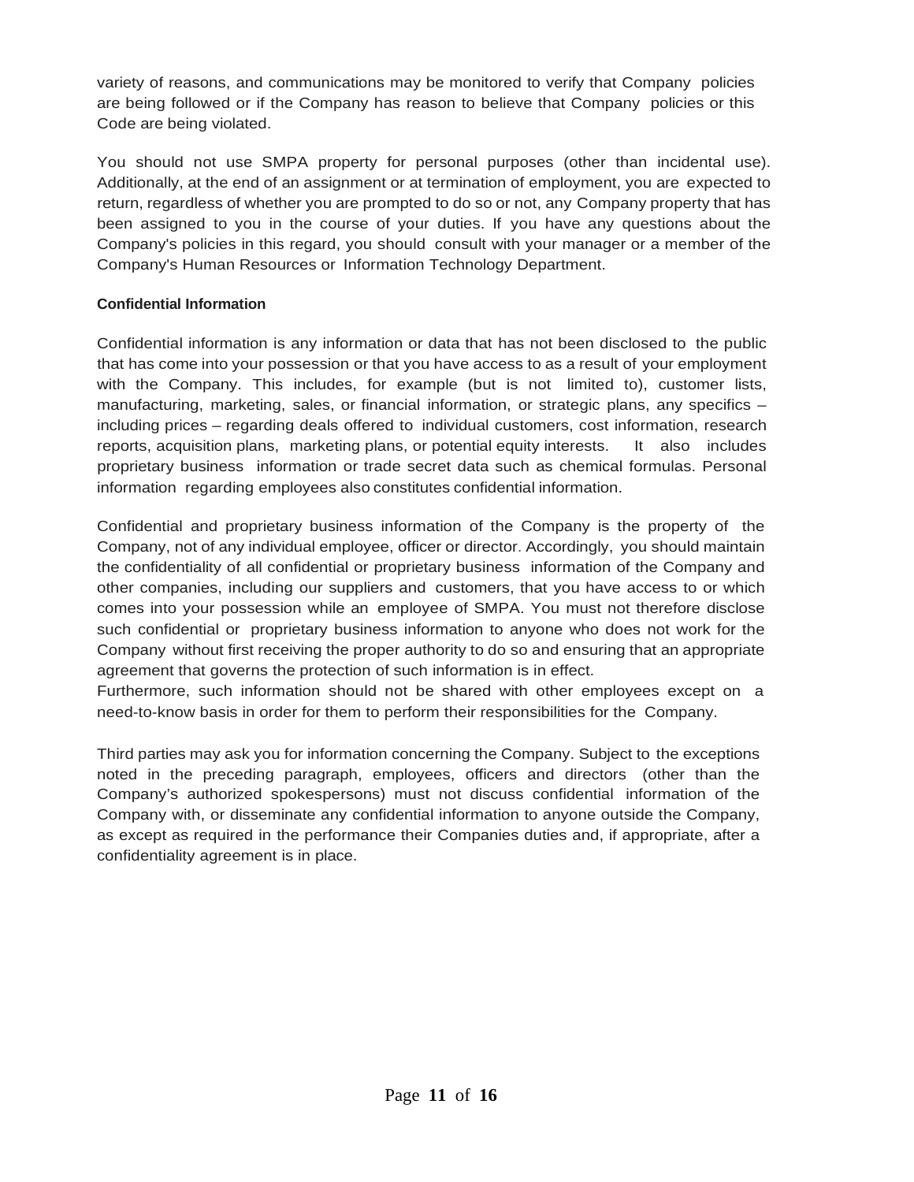variety of reasons, and communications may be monitored to verify that Company policies are being followed or if the Company has reason to believe that Company policies or this Code are being violated.

You should not use SMPA property for personal purposes (other than incidental use). Additionally, at the end of an assignment or at termination of employment, you are expected to return, regardless of whether you are prompted to do so or not, any Company property that has been assigned to you in the course of your duties. If you have any questions about the Company's policies in this regard, you should consult with your manager or a member of the Company's Human Resources or Information Technology Department.

**Confidential Information**

Confidential information is any information or data that has not been disclosed to the public that has come into your possession or that you have access to as a result of your employment with the Company. This includes, for example (but is not limited to), customer lists, manufacturing, marketing, sales, or financial information, or strategic plans, any specifics – including prices – regarding deals offered to individual customers, cost information, research reports, acquisition plans, marketing plans, or potential equity interests. It also includes proprietary business information or trade secret data such as chemical formulas. Personal information regarding employees also constitutes confidential information.

Confidential and proprietary business information of the Company is the property of the Company, not of any individual employee, officer or director. Accordingly, you should maintain the confidentiality of all confidential or proprietary business information of the Company and other companies, including our suppliers and customers, that you have access to or which comes into your possession while an employee of SMPA. You must not therefore disclose such confidential or proprietary business information to anyone who does not work for the Company without first receiving the proper authority to do so and ensuring that an appropriate agreement that governs the protection of such information is in effect.
Furthermore, such information should not be shared with other employees except on a need-to-know basis in order for them to perform their responsibilities for the Company.

Third parties may ask you for information concerning the Company. Subject to the exceptions noted in the preceding paragraph, employees, officers and directors (other than the Company's authorized spokespersons) must not discuss confidential information of the Company with, or disseminate any confidential information to anyone outside the Company, as except as required in the performance their Companies duties and, if appropriate, after a confidentiality agreement is in place.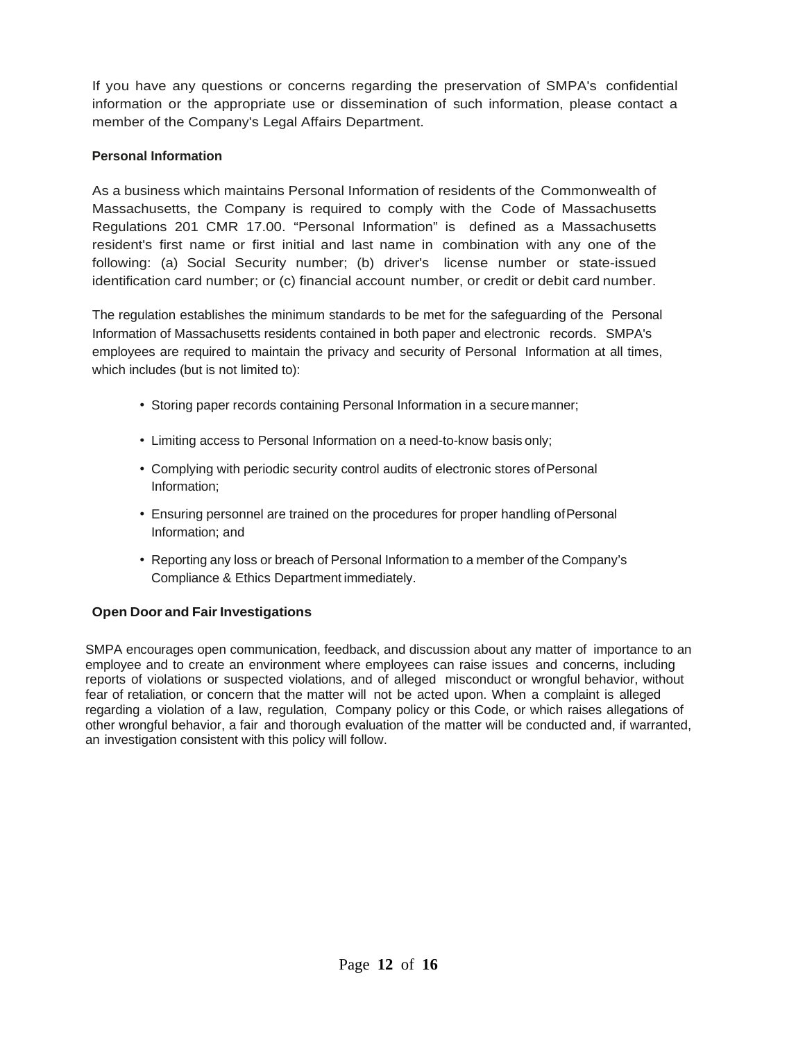If you have any questions or concerns regarding the preservation of SMPA's confidential information or the appropriate use or dissemination of such information, please contact a member of the Company's Legal Affairs Department.

**Personal Information**

As a business which maintains Personal Information of residents of the Commonwealth of Massachusetts, the Company is required to comply with the Code of Massachusetts Regulations 201 CMR 17.00. "Personal Information" is defined as a Massachusetts resident's first name or first initial and last name in combination with any one of the following: (a) Social Security number; (b) driver's license number or state-issued identification card number; or (c) financial account number, or credit or debit card number.

The regulation establishes the minimum standards to be met for the safeguarding of the Personal Information of Massachusetts residents contained in both paper and electronic records. SMPA's employees are required to maintain the privacy and security of Personal Information at all times, which includes (but is not limited to):

- Storing paper records containing Personal Information in a secure manner;
- Limiting access to Personal Information on a need-to-know basis only;
- Complying with periodic security control audits of electronic stores of Personal Information;
- Ensuring personnel are trained on the procedures for proper handling of Personal Information; and
- Reporting any loss or breach of Personal Information to a member of the Company's Compliance & Ethics Department immediately.

**Open Door and Fair Investigations**

SMPA encourages open communication, feedback, and discussion about any matter of importance to an employee and to create an environment where employees can raise issues and concerns, including reports of violations or suspected violations, and of alleged misconduct or wrongful behavior, without fear of retaliation, or concern that the matter will not be acted upon. When a complaint is alleged regarding a violation of a law, regulation, Company policy or this Code, or which raises allegations of other wrongful behavior, a fair and thorough evaluation of the matter will be conducted and, if warranted, an investigation consistent with this policy will follow.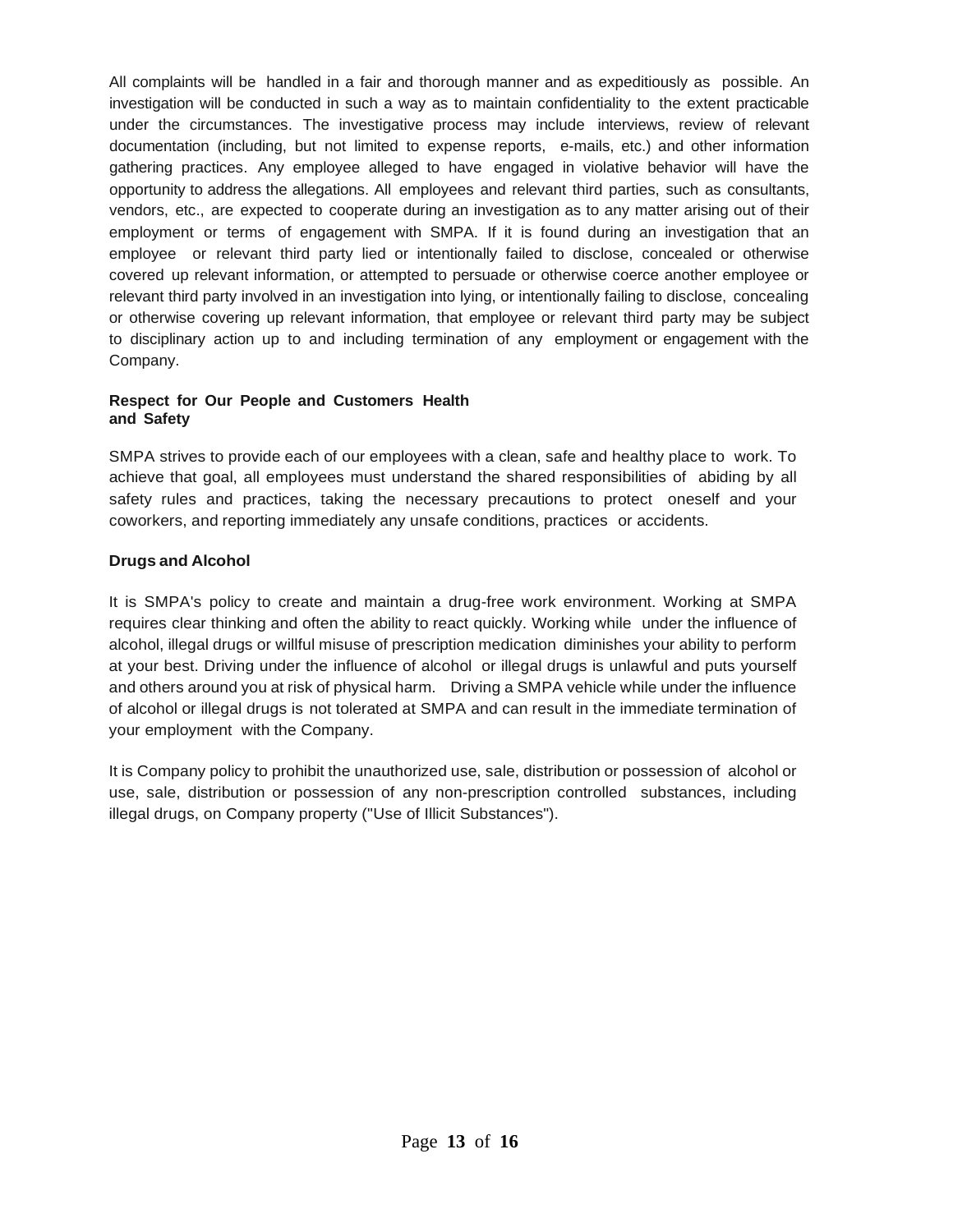All complaints will be handled in a fair and thorough manner and as expeditiously as possible. An investigation will be conducted in such a way as to maintain confidentiality to the extent practicable under the circumstances. The investigative process may include interviews, review of relevant documentation (including, but not limited to expense reports, e-mails, etc.) and other information gathering practices. Any employee alleged to have engaged in violative behavior will have the opportunity to address the allegations. All employees and relevant third parties, such as consultants, vendors, etc., are expected to cooperate during an investigation as to any matter arising out of their employment or terms of engagement with SMPA. If it is found during an investigation that an employee or relevant third party lied or intentionally failed to disclose, concealed or otherwise covered up relevant information, or attempted to persuade or otherwise coerce another employee or relevant third party involved in an investigation into lying, or intentionally failing to disclose, concealing or otherwise covering up relevant information, that employee or relevant third party may be subject to disciplinary action up to and including termination of any employment or engagement with the Company.

### Respect for Our People and Customers Health and Safety

SMPA strives to provide each of our employees with a clean, safe and healthy place to work. To achieve that goal, all employees must understand the shared responsibilities of abiding by all safety rules and practices, taking the necessary precautions to protect oneself and your coworkers, and reporting immediately any unsafe conditions, practices or accidents.

### Drugs and Alcohol

It is SMPA's policy to create and maintain a drug-free work environment. Working at SMPA requires clear thinking and often the ability to react quickly. Working while under the influence of alcohol, illegal drugs or willful misuse of prescription medication diminishes your ability to perform at your best. Driving under the influence of alcohol or illegal drugs is unlawful and puts yourself and others around you at risk of physical harm. Driving a SMPA vehicle while under the influence of alcohol or illegal drugs is not tolerated at SMPA and can result in the immediate termination of your employment with the Company.

It is Company policy to prohibit the unauthorized use, sale, distribution or possession of alcohol or use, sale, distribution or possession of any non-prescription controlled substances, including illegal drugs, on Company property ("Use of Illicit Substances").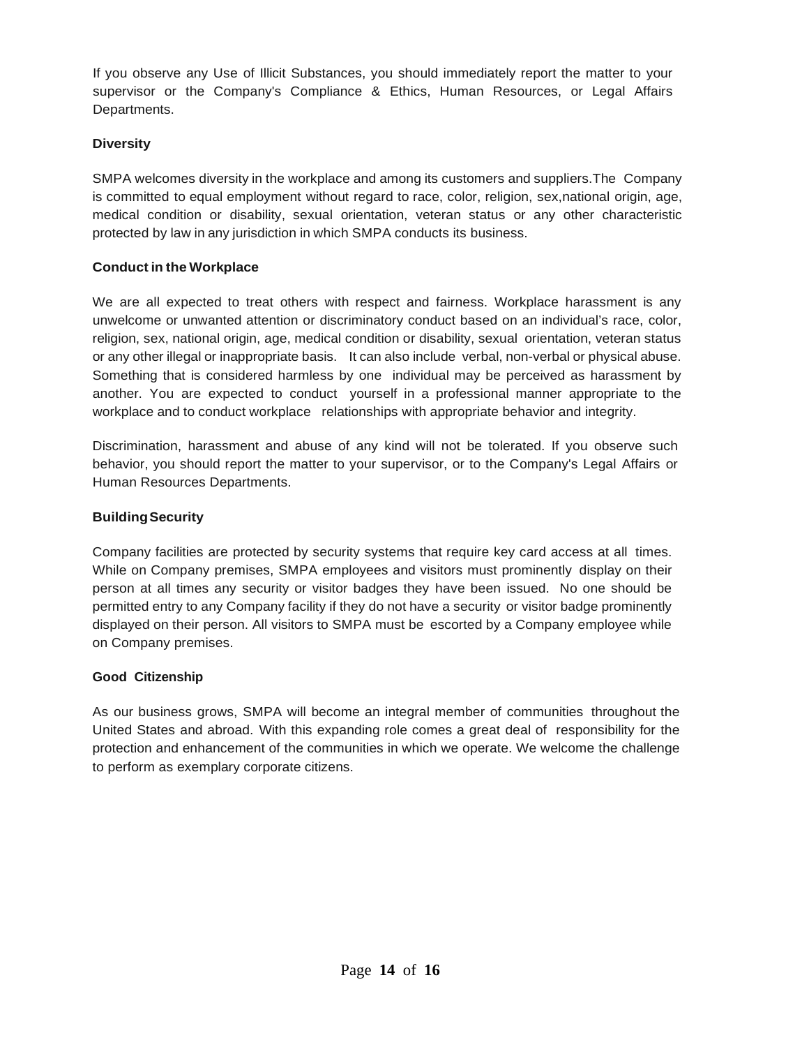If you observe any Use of Illicit Substances, you should immediately report the matter to your supervisor or the Company's Compliance & Ethics, Human Resources, or Legal Affairs Departments.

**Diversity**

SMPA welcomes diversity in the workplace and among its customers and suppliers.The Company is committed to equal employment without regard to race, color, religion, sex,national origin, age, medical condition or disability, sexual orientation, veteran status or any other characteristic protected by law in any jurisdiction in which SMPA conducts its business.

**Conduct in the Workplace**

We are all expected to treat others with respect and fairness. Workplace harassment is any unwelcome or unwanted attention or discriminatory conduct based on an individual's race, color, religion, sex, national origin, age, medical condition or disability, sexual orientation, veteran status or any other illegal or inappropriate basis. It can also include verbal, non-verbal or physical abuse. Something that is considered harmless by one individual may be perceived as harassment by another. You are expected to conduct yourself in a professional manner appropriate to the workplace and to conduct workplace relationships with appropriate behavior and integrity.

Discrimination, harassment and abuse of any kind will not be tolerated. If you observe such behavior, you should report the matter to your supervisor, or to the Company's Legal Affairs or Human Resources Departments.

**Building Security**

Company facilities are protected by security systems that require key card access at all times. While on Company premises, SMPA employees and visitors must prominently display on their person at all times any security or visitor badges they have been issued. No one should be permitted entry to any Company facility if they do not have a security or visitor badge prominently displayed on their person. All visitors to SMPA must be escorted by a Company employee while on Company premises.

**Good Citizenship**

As our business grows, SMPA will become an integral member of communities throughout the United States and abroad. With this expanding role comes a great deal of responsibility for the protection and enhancement of the communities in which we operate. We welcome the challenge to perform as exemplary corporate citizens.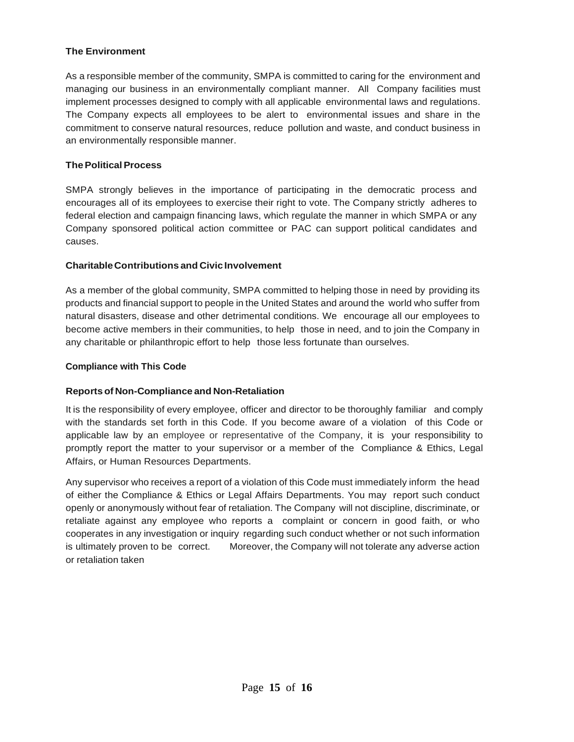**The Environment**

As a responsible member of the community, SMPA is committed to caring for the environment and managing our business in an environmentally compliant manner. All Company facilities must implement processes designed to comply with all applicable environmental laws and regulations. The Company expects all employees to be alert to environmental issues and share in the commitment to conserve natural resources, reduce pollution and waste, and conduct business in an environmentally responsible manner.

**The Political Process**

SMPA strongly believes in the importance of participating in the democratic process and encourages all of its employees to exercise their right to vote. The Company strictly adheres to federal election and campaign financing laws, which regulate the manner in which SMPA or any Company sponsored political action committee or PAC can support political candidates and causes.

**Charitable Contributions and Civic Involvement**

As a member of the global community, SMPA committed to helping those in need by providing its products and financial support to people in the United States and around the world who suffer from natural disasters, disease and other detrimental conditions. We encourage all our employees to become active members in their communities, to help those in need, and to join the Company in any charitable or philanthropic effort to help those less fortunate than ourselves.

**Compliance with This Code**

**Reports of Non-Compliance and Non-Retaliation**

It is the responsibility of every employee, officer and director to be thoroughly familiar and comply with the standards set forth in this Code. If you become aware of a violation of this Code or applicable law by an employee or representative of the Company, it is your responsibility to promptly report the matter to your supervisor or a member of the Compliance & Ethics, Legal Affairs, or Human Resources Departments.

Any supervisor who receives a report of a violation of this Code must immediately inform the head of either the Compliance & Ethics or Legal Affairs Departments. You may report such conduct openly or anonymously without fear of retaliation. The Company will not discipline, discriminate, or retaliate against any employee who reports a complaint or concern in good faith, or who cooperates in any investigation or inquiry regarding such conduct whether or not such information is ultimately proven to be correct. Moreover, the Company will not tolerate any adverse action or retaliation taken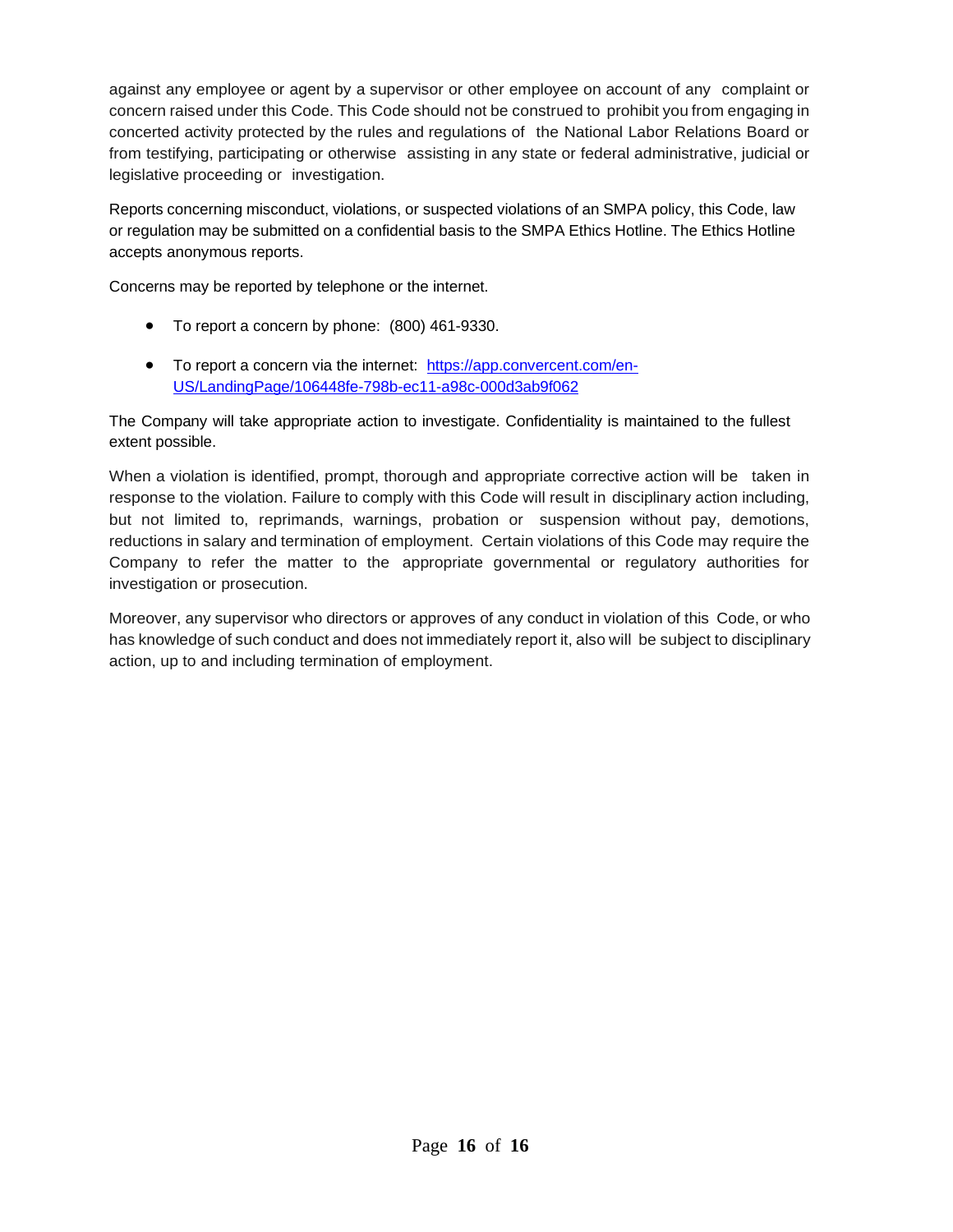against any employee or agent by a supervisor or other employee on account of any complaint or concern raised under this Code. This Code should not be construed to prohibit you from engaging in concerted activity protected by the rules and regulations of the National Labor Relations Board or from testifying, participating or otherwise assisting in any state or federal administrative, judicial or legislative proceeding or investigation.

Reports concerning misconduct, violations, or suspected violations of an SMPA policy, this Code, law or regulation may be submitted on a confidential basis to the SMPA Ethics Hotline. The Ethics Hotline accepts anonymous reports.

Concerns may be reported by telephone or the internet.

- To report a concern by phone: (800) 461-9330.
- To report a concern via the internet: [https://app.convercent.com/en-US/LandingPage/106448fe-798b-ec11-a98c-000d3ab9f062](https://app.convercent.com/en-US/LandingPage/106448fe-798b-ec11-a98c-000d3ab9f062)

The Company will take appropriate action to investigate. Confidentiality is maintained to the fullest extent possible.

When a violation is identified, prompt, thorough and appropriate corrective action will be taken in response to the violation. Failure to comply with this Code will result in disciplinary action including, but not limited to, reprimands, warnings, probation or suspension without pay, demotions, reductions in salary and termination of employment. Certain violations of this Code may require the Company to refer the matter to the appropriate governmental or regulatory authorities for investigation or prosecution.

Moreover, any supervisor who directors or approves of any conduct in violation of this Code, or who has knowledge of such conduct and does not immediately report it, also will be subject to disciplinary action, up to and including termination of employment.